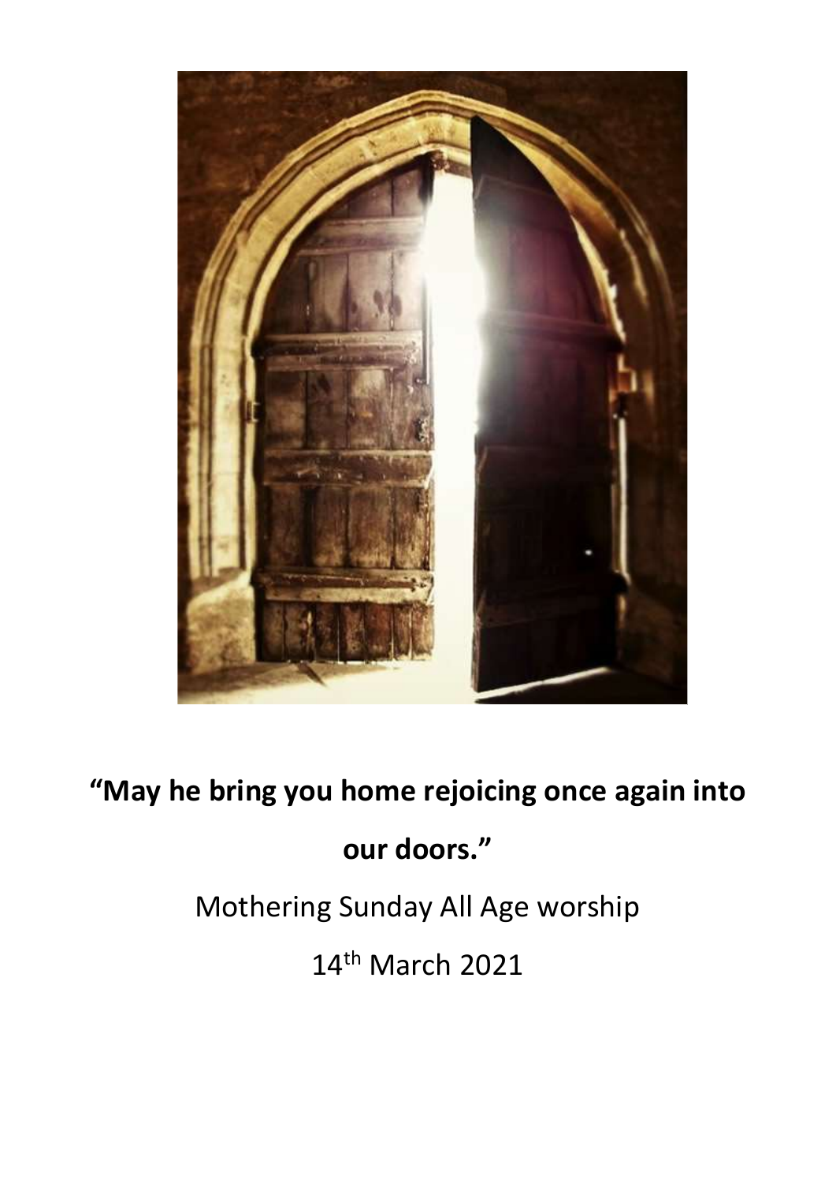**“May he bring you home rejoicing once again into our doors.”**

Mothering Sunday All Age worship

14th March 2021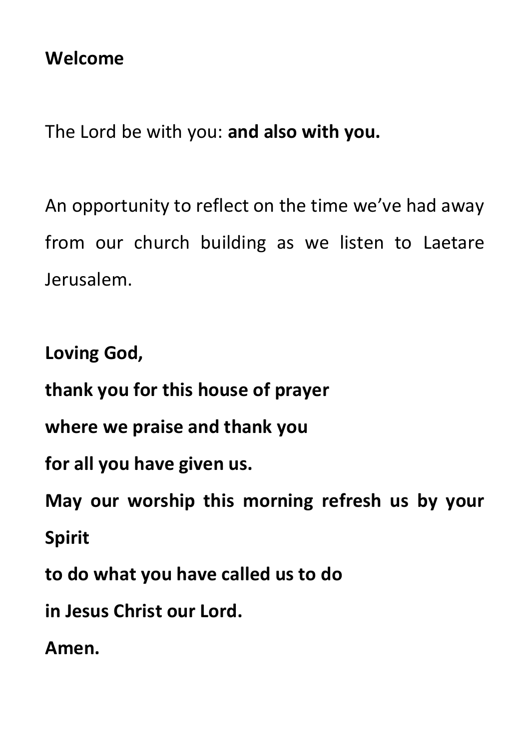**Welcome**

The Lord be with you: **and also with you.**

An opportunity to reflect on the time we've had away from our church building as we listen to Laetare Jerusalem.

**Loving God,**
**thank you for this house of prayer**
**where we praise and thank you**
**for all you have given us.**
**May our worship this morning refresh us by your Spirit**
**to do what you have called us to do**
**in Jesus Christ our Lord.**
**Amen.**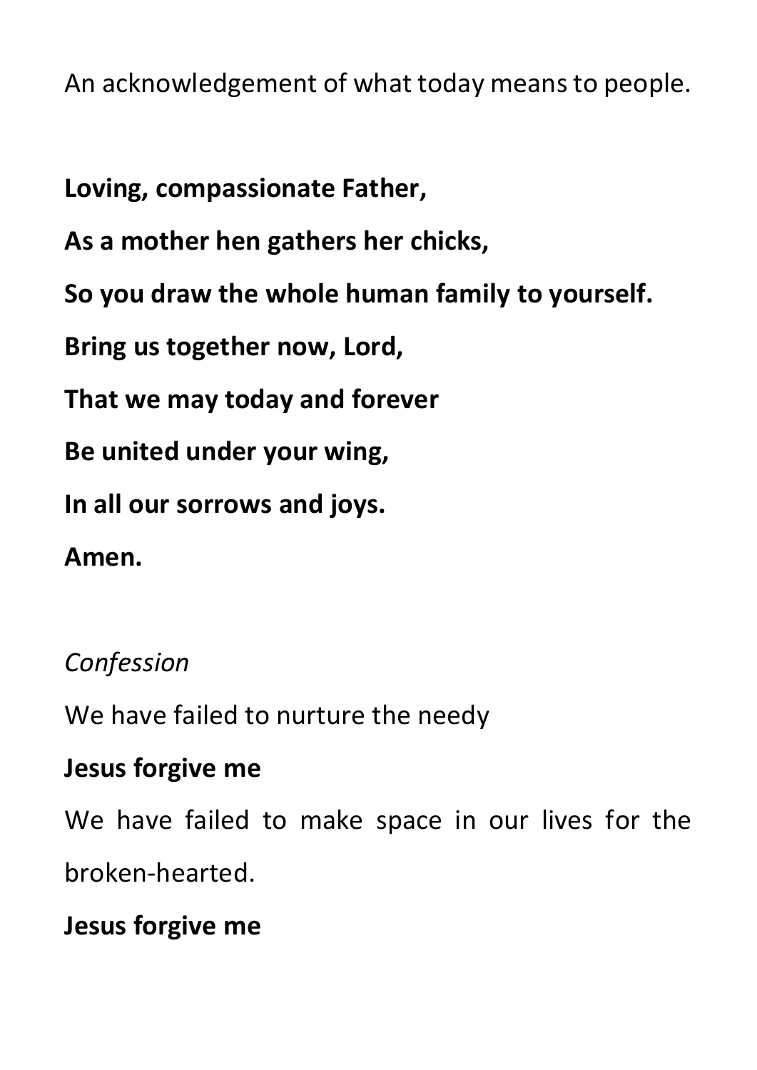An acknowledgement of what today means to people.

**Loving, compassionate Father,**

**As a mother hen gathers her chicks,**

**So you draw the whole human family to yourself.**

**Bring us together now, Lord,**

**That we may today and forever**

**Be united under your wing,**

**In all our sorrows and joys.**

**Amen.**

*Confession*

We have failed to nurture the needy

**Jesus forgive me**

We have failed to make space in our lives for the broken-hearted.

**Jesus forgive me**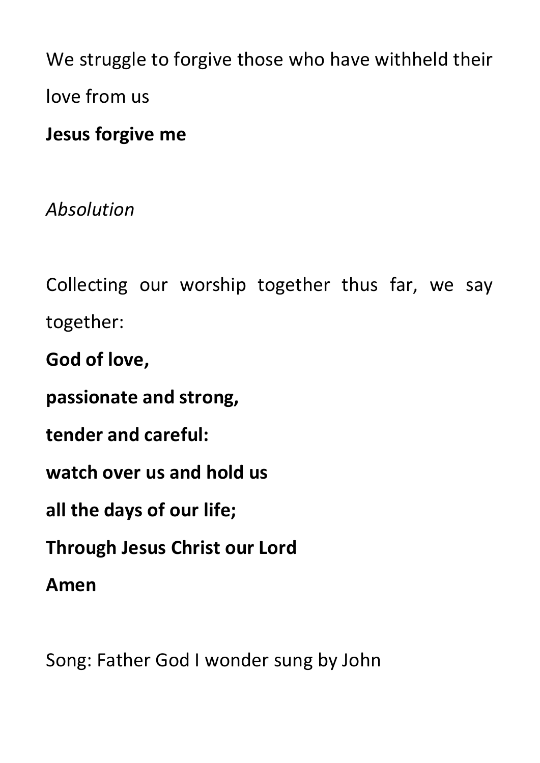We struggle to forgive those who have withheld their love from us

**Jesus forgive me**

*Absolution*

Collecting our worship together thus far, we say together:

**God of love,**

**passionate and strong,**

**tender and careful:**

**watch over us and hold us**

**all the days of our life;**

**Through Jesus Christ our Lord**

**Amen**

Song: Father God I wonder sung by John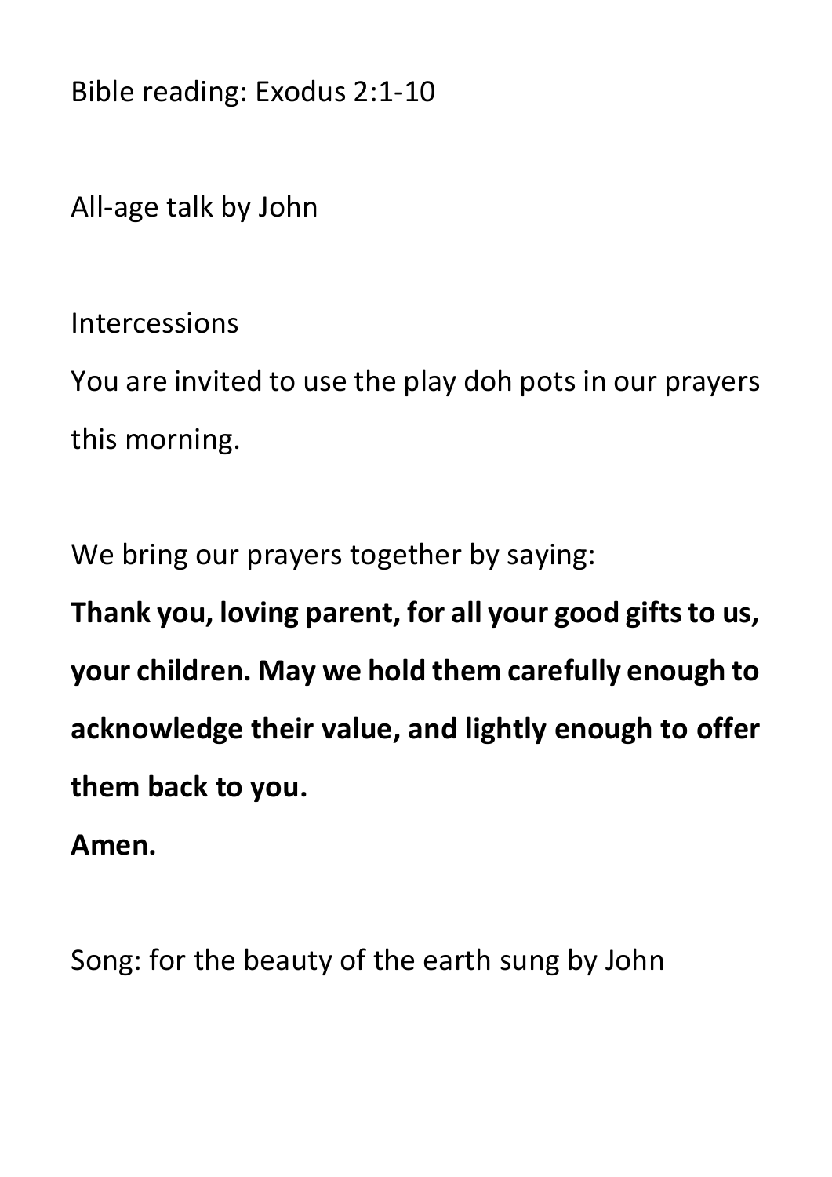Bible reading: Exodus 2:1-10

All-age talk by John

Intercessions

You are invited to use the play doh pots in our prayers this morning.

We bring our prayers together by saying:

**Thank you, loving parent, for all your good gifts to us, your children. May we hold them carefully enough to acknowledge their value, and lightly enough to offer them back to you.**

**Amen.**

Song: for the beauty of the earth sung by John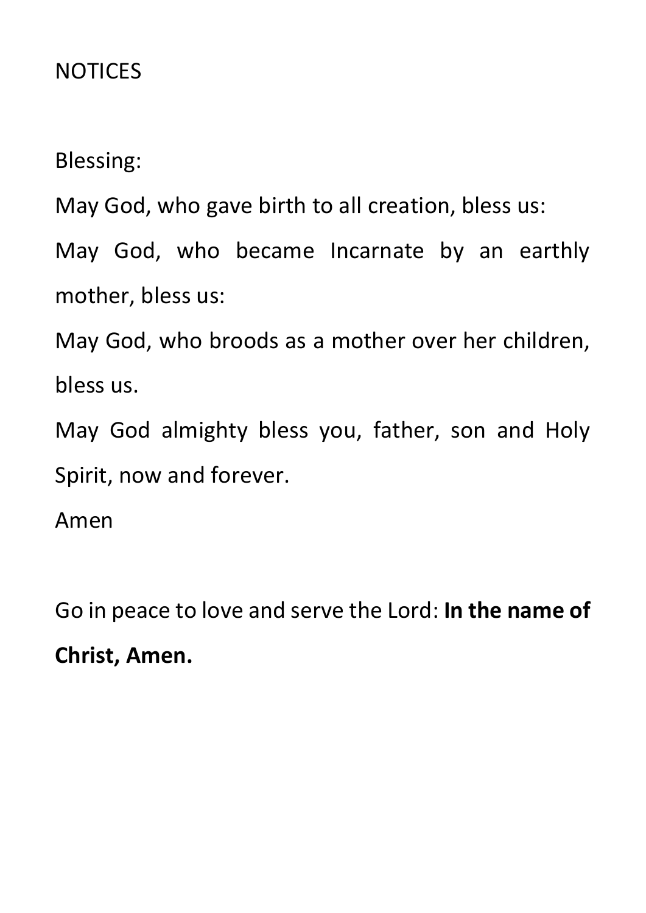NOTICES

Blessing:

May God, who gave birth to all creation, bless us:

May God, who became Incarnate by an earthly mother, bless us:

May God, who broods as a mother over her children, bless us.

May God almighty bless you, father, son and Holy Spirit, now and forever.

Amen

Go in peace to love and serve the Lord: **In the name of Christ, Amen.**